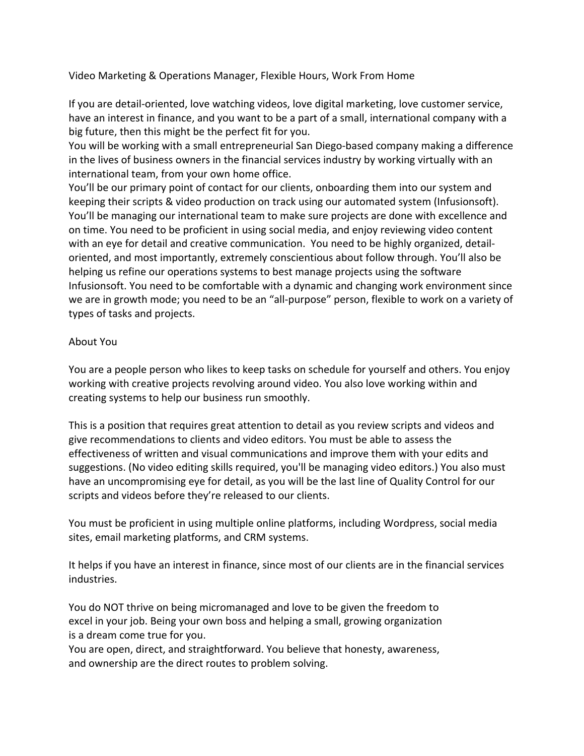# Video Marketing & Operations Manager, Flexible Hours, Work From Home

If you are detail-oriented, love watching videos, love digital marketing, love customer service, have an interest in finance, and you want to be a part of a small, international company with a big future, then this might be the perfect fit for you.

You will be working with a small entrepreneurial San Diego-based company making a difference in the lives of business owners in the financial services industry by working virtually with an international team, from your own home office.

You'll be our primary point of contact for our clients, onboarding them into our system and keeping their scripts & video production on track using our automated system (Infusionsoft). You'll be managing our international team to make sure projects are done with excellence and on time. You need to be proficient in using social media, and enjoy reviewing video content with an eye for detail and creative communication. You need to be highly organized, detail-oriented, and most importantly, extremely conscientious about follow through. You'll also be helping us refine our operations systems to best manage projects using the software Infusionsoft. You need to be comfortable with a dynamic and changing work environment since we are in growth mode; you need to be an "all-purpose" person, flexible to work on a variety of types of tasks and projects.

## About You

You are a people person who likes to keep tasks on schedule for yourself and others. You enjoy working with creative projects revolving around video. You also love working within and creating systems to help our business run smoothly.

This is a position that requires great attention to detail as you review scripts and videos and give recommendations to clients and video editors. You must be able to assess the effectiveness of written and visual communications and improve them with your edits and suggestions. (No video editing skills required, you'll be managing video editors.) You also must have an uncompromising eye for detail, as you will be the last line of Quality Control for our scripts and videos before they're released to our clients.

You must be proficient in using multiple online platforms, including Wordpress, social media sites, email marketing platforms, and CRM systems.

It helps if you have an interest in finance, since most of our clients are in the financial services industries.

You do NOT thrive on being micromanaged and love to be given the freedom to excel in your job. Being your own boss and helping a small, growing organization is a dream come true for you.

You are open, direct, and straightforward. You believe that honesty, awareness, and ownership are the direct routes to problem solving.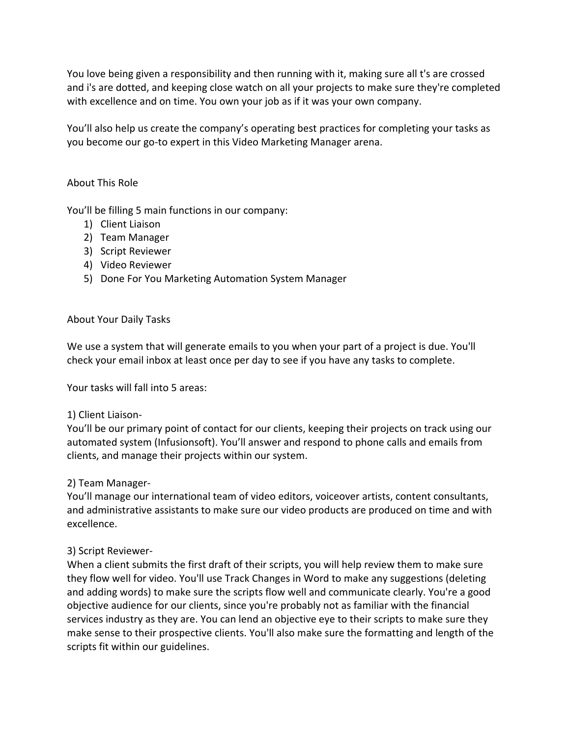You love being given a responsibility and then running with it, making sure all t's are crossed and i's are dotted, and keeping close watch on all your projects to make sure they're completed with excellence and on time. You own your job as if it was your own company.

You'll also help us create the company's operating best practices for completing your tasks as you become our go-to expert in this Video Marketing Manager arena.

## About This Role

You'll be filling 5 main functions in our company:

1) Client Liaison
2) Team Manager
3) Script Reviewer
4) Video Reviewer
5) Done For You Marketing Automation System Manager

## About Your Daily Tasks

We use a system that will generate emails to you when your part of a project is due. You'll check your email inbox at least once per day to see if you have any tasks to complete.

Your tasks will fall into 5 areas:

1) Client Liaison-
You'll be our primary point of contact for our clients, keeping their projects on track using our automated system (Infusionsoft). You'll answer and respond to phone calls and emails from clients, and manage their projects within our system.

2) Team Manager-
You'll manage our international team of video editors, voiceover artists, content consultants, and administrative assistants to make sure our video products are produced on time and with excellence.

3) Script Reviewer-
When a client submits the first draft of their scripts, you will help review them to make sure they flow well for video. You'll use Track Changes in Word to make any suggestions (deleting and adding words) to make sure the scripts flow well and communicate clearly. You're a good objective audience for our clients, since you're probably not as familiar with the financial services industry as they are. You can lend an objective eye to their scripts to make sure they make sense to their prospective clients. You'll also make sure the formatting and length of the scripts fit within our guidelines.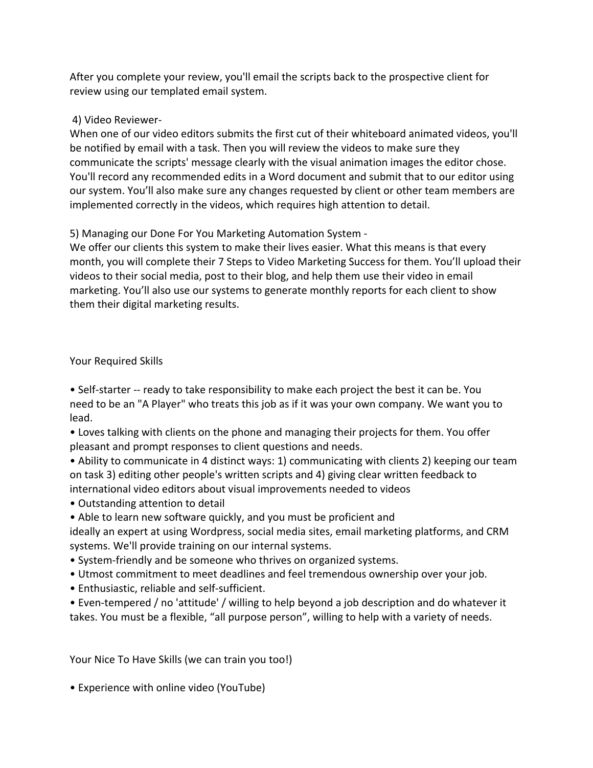After you complete your review, you'll email the scripts back to the prospective client for review using our templated email system.

4) Video Reviewer-
When one of our video editors submits the first cut of their whiteboard animated videos, you'll be notified by email with a task. Then you will review the videos to make sure they communicate the scripts' message clearly with the visual animation images the editor chose. You'll record any recommended edits in a Word document and submit that to our editor using our system. You'll also make sure any changes requested by client or other team members are implemented correctly in the videos, which requires high attention to detail.

5) Managing our Done For You Marketing Automation System -
We offer our clients this system to make their lives easier. What this means is that every month, you will complete their 7 Steps to Video Marketing Success for them. You'll upload their videos to their social media, post to their blog, and help them use their video in email marketing. You'll also use our systems to generate monthly reports for each client to show them their digital marketing results.

## Your Required Skills

- Self-starter -- ready to take responsibility to make each project the best it can be. You need to be an "A Player" who treats this job as if it was your own company. We want you to lead.
- Loves talking with clients on the phone and managing their projects for them. You offer pleasant and prompt responses to client questions and needs.
- Ability to communicate in 4 distinct ways: 1) communicating with clients 2) keeping our team on task 3) editing other people's written scripts and 4) giving clear written feedback to international video editors about visual improvements needed to videos
- Outstanding attention to detail
- Able to learn new software quickly, and you must be proficient and ideally an expert at using Wordpress, social media sites, email marketing platforms, and CRM systems. We'll provide training on our internal systems.
- System-friendly and be someone who thrives on organized systems.
- Utmost commitment to meet deadlines and feel tremendous ownership over your job.
- Enthusiastic, reliable and self-sufficient.
- Even-tempered / no 'attitude' / willing to help beyond a job description and do whatever it takes. You must be a flexible, "all purpose person", willing to help with a variety of needs.

## Your Nice To Have Skills (we can train you too!)

- Experience with online video (YouTube)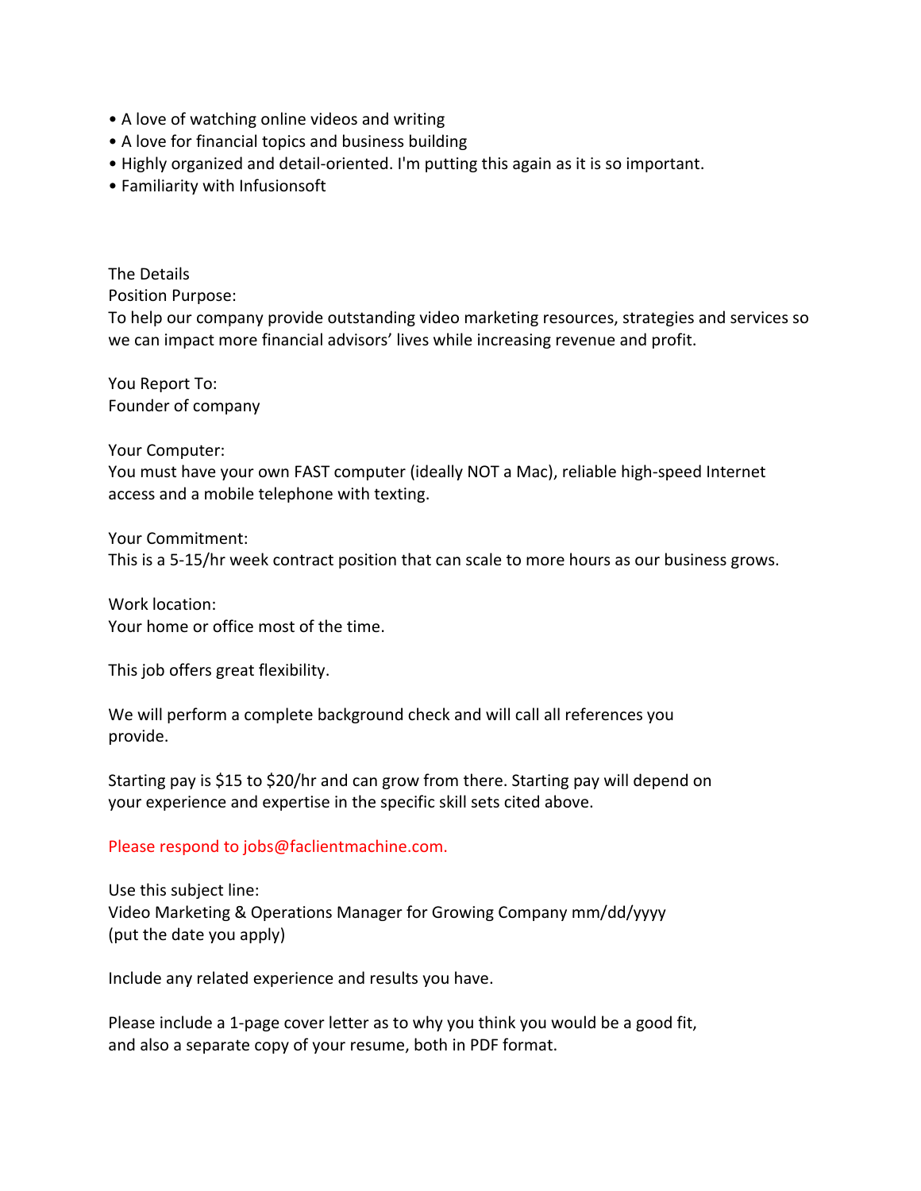- A love of watching online videos and writing
- A love for financial topics and business building
- Highly organized and detail-oriented. I'm putting this again as it is so important.
- Familiarity with Infusionsoft

The Details

Position Purpose:
To help our company provide outstanding video marketing resources, strategies and services so we can impact more financial advisors' lives while increasing revenue and profit.

You Report To:
Founder of company

Your Computer:
You must have your own FAST computer (ideally NOT a Mac), reliable high-speed Internet access and a mobile telephone with texting.

Your Commitment:
This is a 5-15/hr week contract position that can scale to more hours as our business grows.

Work location:
Your home or office most of the time.

This job offers great flexibility.

We will perform a complete background check and will call all references you provide.

Starting pay is $15 to $20/hr and can grow from there. Starting pay will depend on your experience and expertise in the specific skill sets cited above.

Please respond to jobs@faclientmachine.com.

Use this subject line:
Video Marketing & Operations Manager for Growing Company mm/dd/yyyy
(put the date you apply)

Include any related experience and results you have.

Please include a 1-page cover letter as to why you think you would be a good fit, and also a separate copy of your resume, both in PDF format.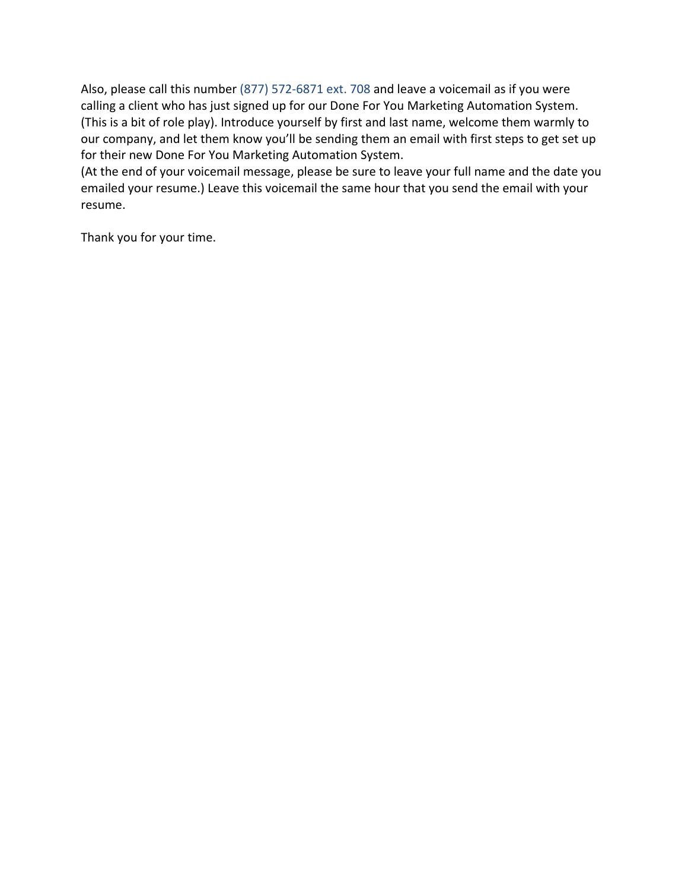Also, please call this number (877) 572-6871 ext. 708 and leave a voicemail as if you were calling a client who has just signed up for our Done For You Marketing Automation System. (This is a bit of role play). Introduce yourself by first and last name, welcome them warmly to our company, and let them know you'll be sending them an email with first steps to get set up for their new Done For You Marketing Automation System.
(At the end of your voicemail message, please be sure to leave your full name and the date you emailed your resume.) Leave this voicemail the same hour that you send the email with your resume.

Thank you for your time.